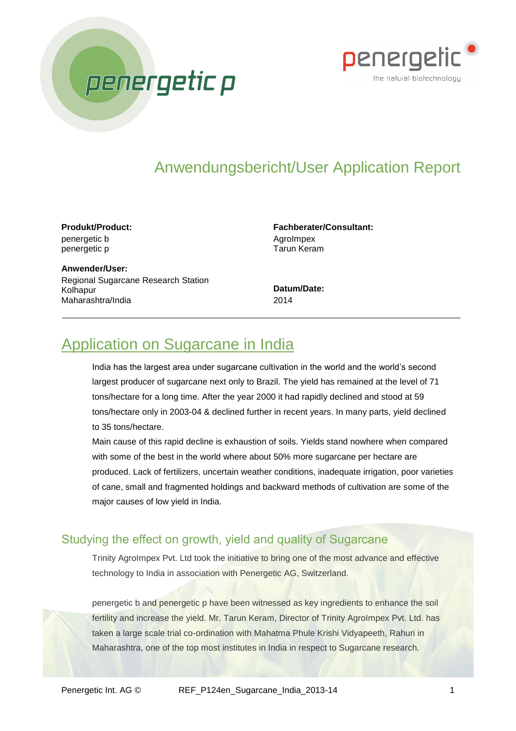# Anwendungsbericht/User Application Report

**Produkt/Product:**
penergetic b
penergetic p

**Fachberater/Consultant:**
AgroImpex
Tarun Keram

**Anwender/User:**
Regional Sugarcane Research Station
Kolhapur
Maharashtra/India

**Datum/Date:**
2014

---

## Application on Sugarcane in India

India has the largest area under sugarcane cultivation in the world and the world's second largest producer of sugarcane next only to Brazil. The yield has remained at the level of 71 tons/hectare for a long time. After the year 2000 it had rapidly declined and stood at 59 tons/hectare only in 2003-04 & declined further in recent years. In many parts, yield declined to 35 tons/hectare.

Main cause of this rapid decline is exhaustion of soils. Yields stand nowhere when compared with some of the best in the world where about 50% more sugarcane per hectare are produced. Lack of fertilizers, uncertain weather conditions, inadequate irrigation, poor varieties of cane, small and fragmented holdings and backward methods of cultivation are some of the major causes of low yield in India.

### Studying the effect on growth, yield and quality of Sugarcane

Trinity AgroImpex Pvt. Ltd took the initiative to bring one of the most advance and effective technology to India in association with Penergetic AG, Switzerland.

penergetic b and penergetic p have been witnessed as key ingredients to enhance the soil fertility and increase the yield. Mr. Tarun Keram, Director of Trinity AgroImpex Pvt. Ltd. has taken a large scale trial co-ordination with Mahatma Phule Krishi Vidyapeeth, Rahuri in Maharashtra, one of the top most institutes in India in respect to Sugarcane research.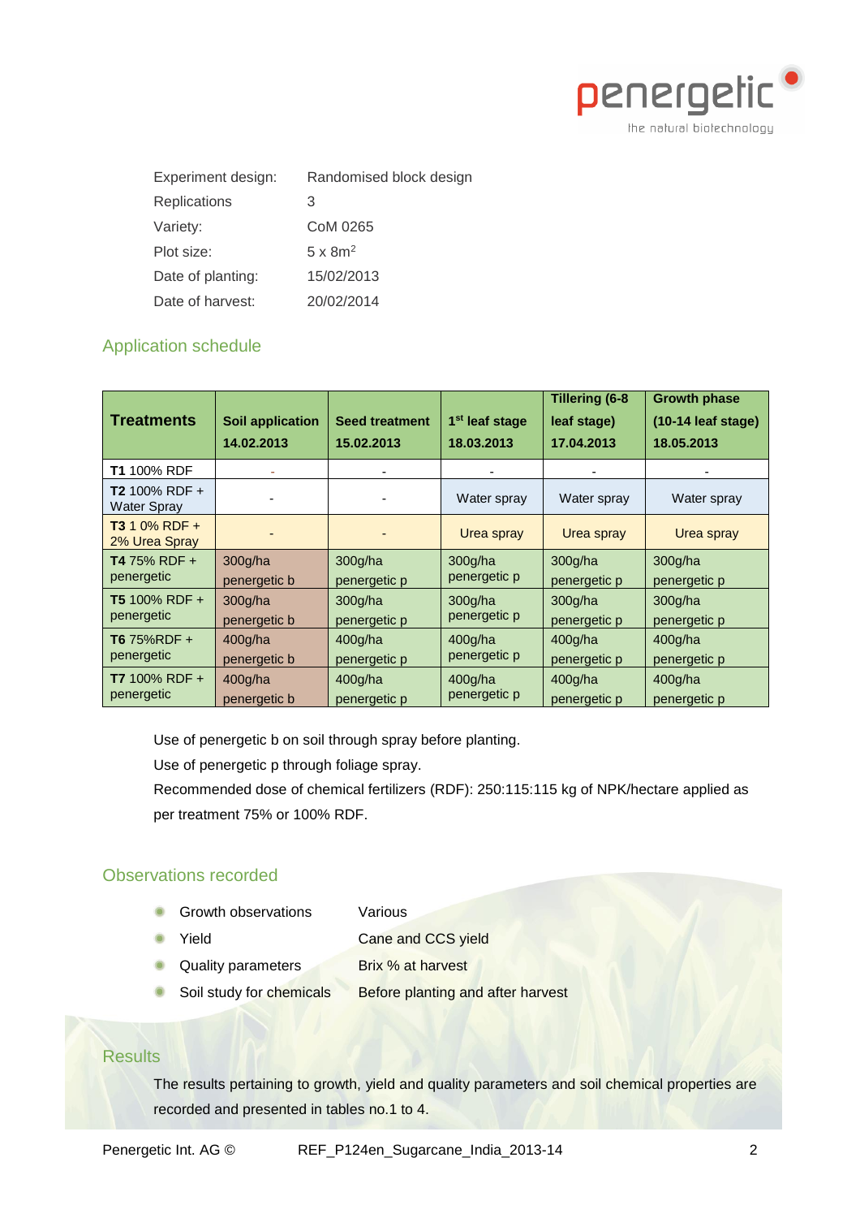| | |
|---|---|
| Experiment design: | Randomised block design |
| Replications | 3 |
| Variety: | CoM 0265 |
| Plot size: | 5 x 8m$^2$ |
| Date of planting: | 15/02/2013 |
| Date of harvest: | 20/02/2014 |

## Application schedule

| Treatments | Soil application 14.02.2013 | Seed treatment 15.02.2013 | 1st leaf stage 18.03.2013 | Tillering (6-8 leaf stage) 17.04.2013 | Growth phase (10-14 leaf stage) 18.05.2013 |
|---|---|---|---|---|---|
| **T1** 100% RDF | - | - | - | - | - |
| **T2** 100% RDF + Water Spray | - | - | Water spray | Water spray | Water spray |
| **T3** 1 0% RDF + 2% Urea Spray | - | - | Urea spray | Urea spray | Urea spray |
| **T4** 75% RDF + penergetic | 300g/ha penergetic b | 300g/ha penergetic p | 300g/ha penergetic p | 300g/ha penergetic p | 300g/ha penergetic p |
| **T5** 100% RDF + penergetic | 300g/ha penergetic b | 300g/ha penergetic p | 300g/ha penergetic p | 300g/ha penergetic p | 300g/ha penergetic p |
| **T6** 75%RDF + penergetic | 400g/ha penergetic b | 400g/ha penergetic p | 400g/ha penergetic p | 400g/ha penergetic p | 400g/ha penergetic p |
| **T7** 100% RDF + penergetic | 400g/ha penergetic b | 400g/ha penergetic p | 400g/ha penergetic p | 400g/ha penergetic p | 400g/ha penergetic p |

Use of penergetic b on soil through spray before planting.

Use of penergetic p through foliage spray.

Recommended dose of chemical fertilizers (RDF): 250:115:115 kg of NPK/hectare applied as per treatment 75% or 100% RDF.

## Observations recorded

- Growth observations — Various
- Yield — Cane and CCS yield
- Quality parameters — Brix % at harvest
- Soil study for chemicals — Before planting and after harvest

## Results

The results pertaining to growth, yield and quality parameters and soil chemical properties are recorded and presented in tables no.1 to 4.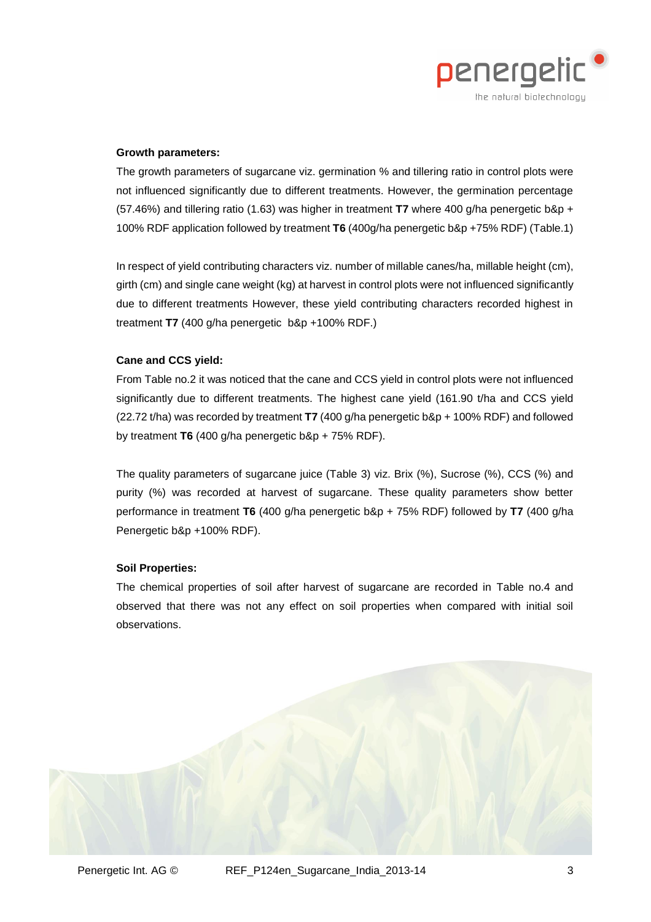**Growth parameters:**

The growth parameters of sugarcane viz. germination % and tillering ratio in control plots were not influenced significantly due to different treatments. However, the germination percentage (57.46%) and tillering ratio (1.63) was higher in treatment **T7** where 400 g/ha penergetic b&p + 100% RDF application followed by treatment **T6** (400g/ha penergetic b&p +75% RDF) (Table.1)

In respect of yield contributing characters viz. number of millable canes/ha, millable height (cm), girth (cm) and single cane weight (kg) at harvest in control plots were not influenced significantly due to different treatments However, these yield contributing characters recorded highest in treatment **T7** (400 g/ha penergetic b&p +100% RDF.)

**Cane and CCS yield:**

From Table no.2 it was noticed that the cane and CCS yield in control plots were not influenced significantly due to different treatments. The highest cane yield (161.90 t/ha and CCS yield (22.72 t/ha) was recorded by treatment **T7** (400 g/ha penergetic b&p + 100% RDF) and followed by treatment **T6** (400 g/ha penergetic b&p + 75% RDF).

The quality parameters of sugarcane juice (Table 3) viz. Brix (%), Sucrose (%), CCS (%) and purity (%) was recorded at harvest of sugarcane. These quality parameters show better performance in treatment **T6** (400 g/ha penergetic b&p + 75% RDF) followed by **T7** (400 g/ha Penergetic b&p +100% RDF).

**Soil Properties:**

The chemical properties of soil after harvest of sugarcane are recorded in Table no.4 and observed that there was not any effect on soil properties when compared with initial soil observations.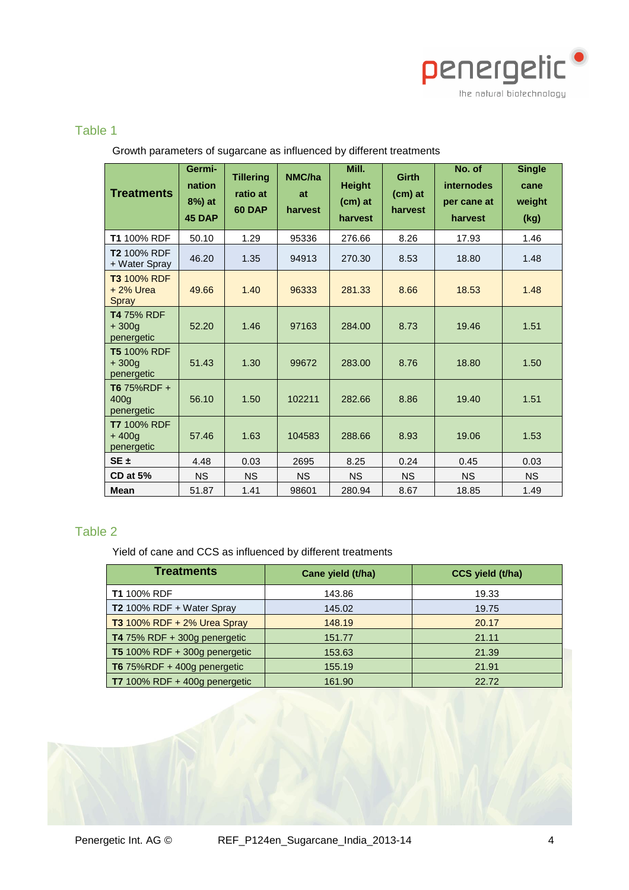## Table 1

Growth parameters of sugarcane as influenced by different treatments

| Treatments | Germi-nation 8%) at 45 DAP | Tillering ratio at 60 DAP | NMC/ha at harvest | Mill. Height (cm) at harvest | Girth (cm) at harvest | No. of internodes per cane at harvest | Single cane weight (kg) |
|---|---|---|---|---|---|---|---|
| **T1** 100% RDF | 50.10 | 1.29 | 95336 | 276.66 | 8.26 | 17.93 | 1.46 |
| **T2** 100% RDF + Water Spray | 46.20 | 1.35 | 94913 | 270.30 | 8.53 | 18.80 | 1.48 |
| **T3** 100% RDF + 2% Urea Spray | 49.66 | 1.40 | 96333 | 281.33 | 8.66 | 18.53 | 1.48 |
| **T4** 75% RDF + 300g penergetic | 52.20 | 1.46 | 97163 | 284.00 | 8.73 | 19.46 | 1.51 |
| **T5** 100% RDF + 300g penergetic | 51.43 | 1.30 | 99672 | 283.00 | 8.76 | 18.80 | 1.50 |
| **T6** 75%RDF + 400g penergetic | 56.10 | 1.50 | 102211 | 282.66 | 8.86 | 19.40 | 1.51 |
| **T7** 100% RDF + 400g penergetic | 57.46 | 1.63 | 104583 | 288.66 | 8.93 | 19.06 | 1.53 |
| **SE ±** | 4.48 | 0.03 | 2695 | 8.25 | 0.24 | 0.45 | 0.03 |
| **CD at 5%** | NS | NS | NS | NS | NS | NS | NS |
| **Mean** | 51.87 | 1.41 | 98601 | 280.94 | 8.67 | 18.85 | 1.49 |

## Table 2

Yield of cane and CCS as influenced by different treatments

| Treatments | Cane yield (t/ha) | CCS yield (t/ha) |
|---|---|---|
| **T1** 100% RDF | 143.86 | 19.33 |
| **T2** 100% RDF + Water Spray | 145.02 | 19.75 |
| **T3** 100% RDF + 2% Urea Spray | 148.19 | 20.17 |
| **T4** 75% RDF + 300g penergetic | 151.77 | 21.11 |
| **T5** 100% RDF + 300g penergetic | 153.63 | 21.39 |
| **T6** 75%RDF + 400g penergetic | 155.19 | 21.91 |
| **T7** 100% RDF + 400g penergetic | 161.90 | 22.72 |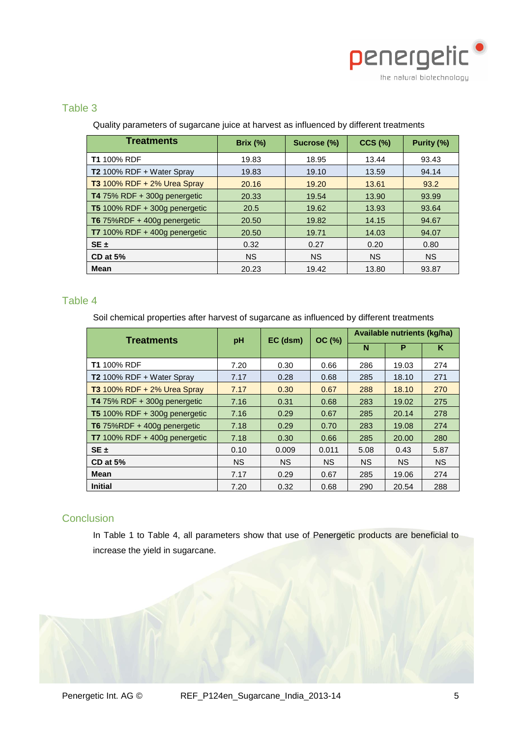## Table 3

Quality parameters of sugarcane juice at harvest as influenced by different treatments

| Treatments | Brix (%) | Sucrose (%) | CCS (%) | Purity (%) |
|---|---|---|---|---|
| **T1** 100% RDF | 19.83 | 18.95 | 13.44 | 93.43 |
| **T2** 100% RDF + Water Spray | 19.83 | 19.10 | 13.59 | 94.14 |
| **T3** 100% RDF + 2% Urea Spray | 20.16 | 19.20 | 13.61 | 93.2 |
| **T4** 75% RDF + 300g penergetic | 20.33 | 19.54 | 13.90 | 93.99 |
| **T5** 100% RDF + 300g penergetic | 20.5 | 19.62 | 13.93 | 93.64 |
| **T6** 75%RDF + 400g penergetic | 20.50 | 19.82 | 14.15 | 94.67 |
| **T7** 100% RDF + 400g penergetic | 20.50 | 19.71 | 14.03 | 94.07 |
| **SE ±** | 0.32 | 0.27 | 0.20 | 0.80 |
| **CD at 5%** | NS | NS | NS | NS |
| **Mean** | 20.23 | 19.42 | 13.80 | 93.87 |

## Table 4

Soil chemical properties after harvest of sugarcane as influenced by different treatments

| Treatments | pH | EC (dsm) | OC (%) | Available nutrients (kg/ha) | | |
|---|---|---|---|---|---|---|
| | | | | N | P | K |
| **T1** 100% RDF | 7.20 | 0.30 | 0.66 | 286 | 19.03 | 274 |
| **T2** 100% RDF + Water Spray | 7.17 | 0.28 | 0.68 | 285 | 18.10 | 271 |
| **T3** 100% RDF + 2% Urea Spray | 7.17 | 0.30 | 0.67 | 288 | 18.10 | 270 |
| **T4** 75% RDF + 300g penergetic | 7.16 | 0.31 | 0.68 | 283 | 19.02 | 275 |
| **T5** 100% RDF + 300g penergetic | 7.16 | 0.29 | 0.67 | 285 | 20.14 | 278 |
| **T6** 75%RDF + 400g penergetic | 7.18 | 0.29 | 0.70 | 283 | 19.08 | 274 |
| **T7** 100% RDF + 400g penergetic | 7.18 | 0.30 | 0.66 | 285 | 20.00 | 280 |
| **SE ±** | 0.10 | 0.009 | 0.011 | 5.08 | 0.43 | 5.87 |
| **CD at 5%** | NS | NS | NS | NS | NS | NS |
| **Mean** | 7.17 | 0.29 | 0.67 | 285 | 19.06 | 274 |
| **Initial** | 7.20 | 0.32 | 0.68 | 290 | 20.54 | 288 |

## Conclusion

In Table 1 to Table 4, all parameters show that use of Penergetic products are beneficial to increase the yield in sugarcane.